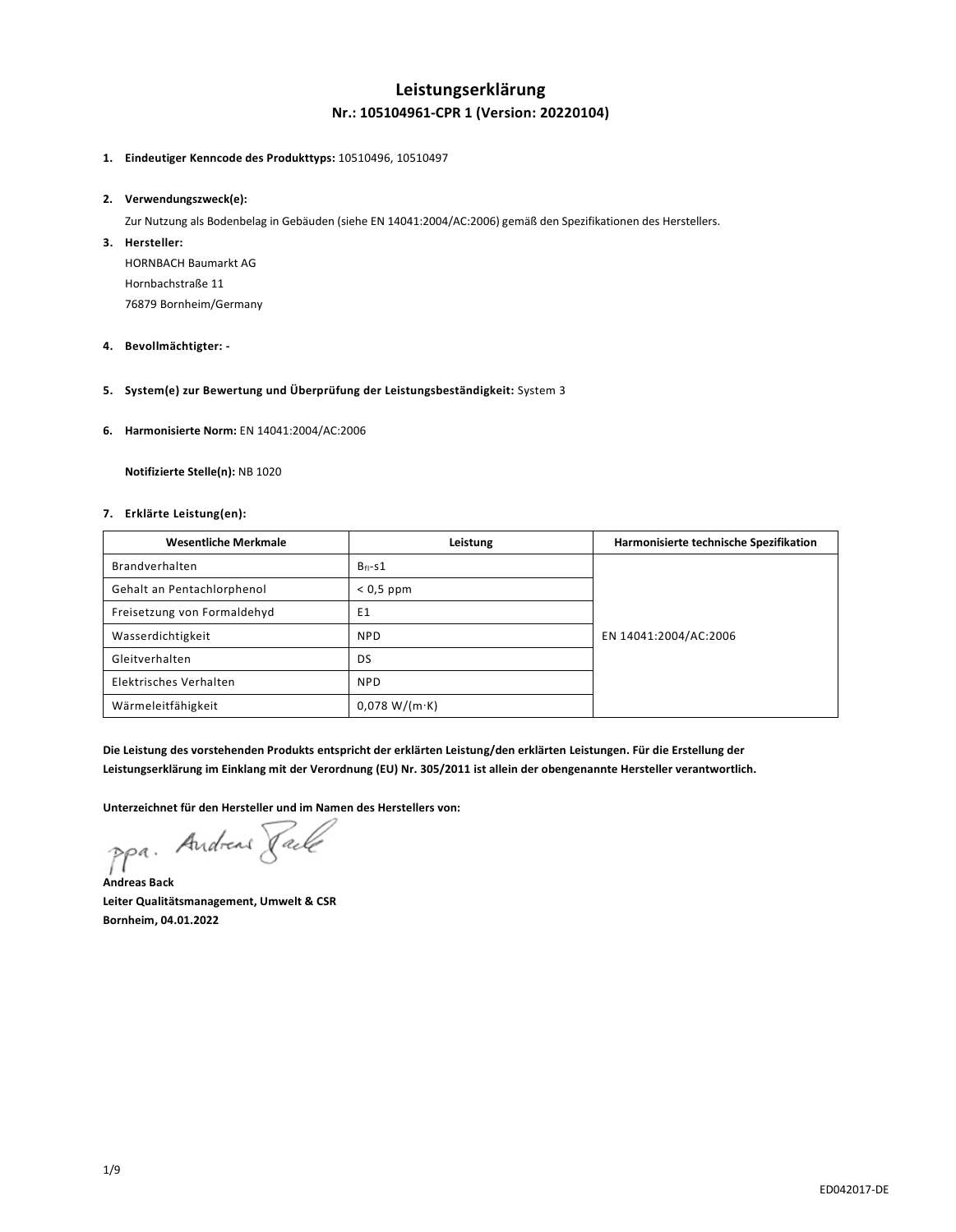# Leistungserklärung

## Nr.: 105104961-CPR 1 (Version: 20220104)

1. **Eindeutiger Kenncode des Produkttyps:** 10510496, 10510497

2. **Verwendungszweck(e):**

   Zur Nutzung als Bodenbelag in Gebäuden (siehe EN 14041:2004/AC:2006) gemäß den Spezifikationen des Herstellers.

3. **Hersteller:**

   HORNBACH Baumarkt AG
   Hornbachstraße 11
   76879 Bornheim/Germany

4. **Bevollmächtigter: -**

5. **System(e) zur Bewertung und Überprüfung der Leistungsbeständigkeit:** System 3

6. **Harmonisierte Norm:** EN 14041:2004/AC:2006

   **Notifizierte Stelle(n):** NB 1020

7. **Erklärte Leistung(en):**

| Wesentliche Merkmale | Leistung | Harmonisierte technische Spezifikation |
|---|---|---|
| Brandverhalten | $B_{fl}$-s1 | EN 14041:2004/AC:2006 |
| Gehalt an Pentachlorphenol | < 0,5 ppm | |
| Freisetzung von Formaldehyd | E1 | |
| Wasserdichtigkeit | NPD | |
| Gleitverhalten | DS | |
| Elektrisches Verhalten | NPD | |
| Wärmeleitfähigkeit | 0,078 W/(m·K) | |

**Die Leistung des vorstehenden Produkts entspricht der erklärten Leistung/den erklärten Leistungen. Für die Erstellung der Leistungserklärung im Einklang mit der Verordnung (EU) Nr. 305/2011 ist allein der obengenannte Hersteller verantwortlich.**

**Unterzeichnet für den Hersteller und im Namen des Herstellers von:**

ppa. Andreas Back

**Andreas Back**
**Leiter Qualitätsmanagement, Umwelt & CSR**
**Bornheim, 04.01.2022**

ED042017-DE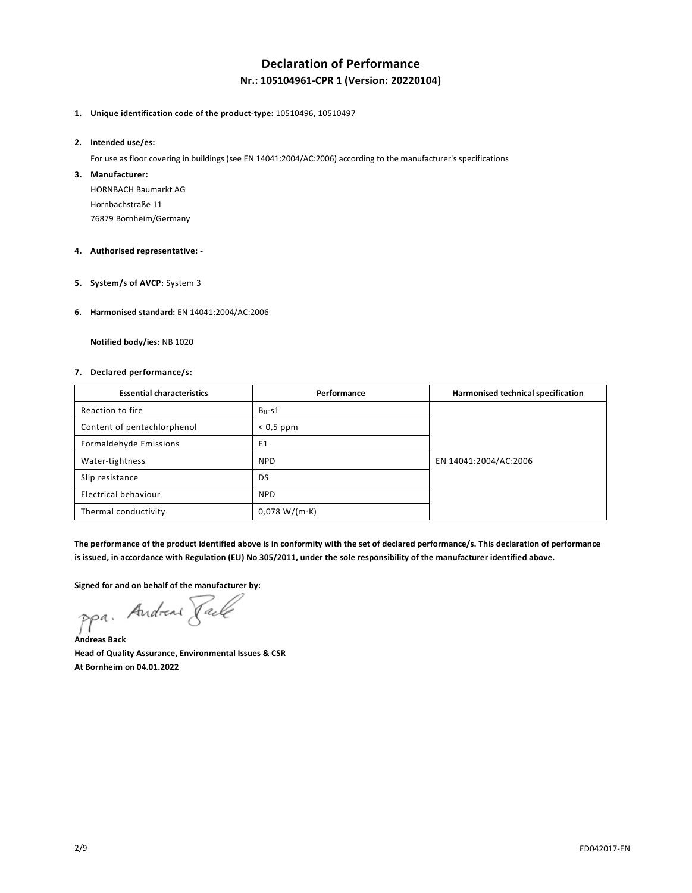# Declaration of Performance

## Nr.: 105104961-CPR 1 (Version: 20220104)

1. **Unique identification code of the product-type:** 10510496, 10510497

2. **Intended use/es:**

   For use as floor covering in buildings (see EN 14041:2004/AC:2006) according to the manufacturer's specifications

3. **Manufacturer:**

   HORNBACH Baumarkt AG
   Hornbachstraße 11
   76879 Bornheim/Germany

4. **Authorised representative: -**

5. **System/s of AVCP:** System 3

6. **Harmonised standard:** EN 14041:2004/AC:2006

   **Notified body/ies:** NB 1020

7. **Declared performance/s:**

| Essential characteristics | Performance | Harmonised technical specification |
|---|---|---|
| Reaction to fire | $B_{fl}$-s1 | EN 14041:2004/AC:2006 |
| Content of pentachlorphenol | < 0,5 ppm | |
| Formaldehyde Emissions | E1 | |
| Water-tightness | NPD | |
| Slip resistance | DS | |
| Electrical behaviour | NPD | |
| Thermal conductivity | 0,078 W/(m·K) | |

**The performance of the product identified above is in conformity with the set of declared performance/s. This declaration of performance is issued, in accordance with Regulation (EU) No 305/2011, under the sole responsibility of the manufacturer identified above.**

**Signed for and on behalf of the manufacturer by:**

ppa. Andreas Back

**Andreas Back**
**Head of Quality Assurance, Environmental Issues & CSR**
**At Bornheim on 04.01.2022**

ED042017-EN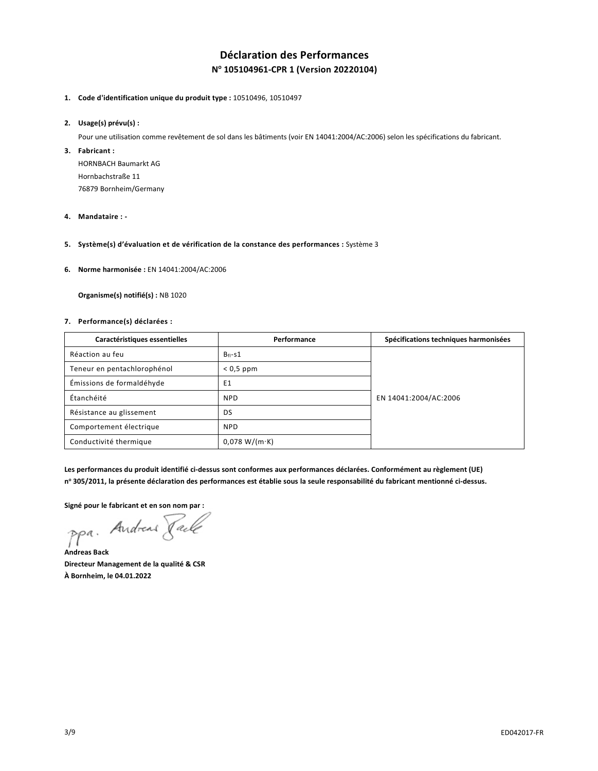# Déclaration des Performances

## N° 105104961-CPR 1 (Version 20220104)

1. **Code d'identification unique du produit type :** 10510496, 10510497

2. **Usage(s) prévu(s) :**

   Pour une utilisation comme revêtement de sol dans les bâtiments (voir EN 14041:2004/AC:2006) selon les spécifications du fabricant.

3. **Fabricant :**

   HORNBACH Baumarkt AG
   Hornbachstraße 11
   76879 Bornheim/Germany

4. **Mandataire : -**

5. **Système(s) d'évaluation et de vérification de la constance des performances :** Système 3

6. **Norme harmonisée :** EN 14041:2004/AC:2006

   **Organisme(s) notifié(s) :** NB 1020

7. **Performance(s) déclarées :**

| Caractéristiques essentielles | Performance | Spécifications techniques harmonisées |
|---|---|---|
| Réaction au feu | $B_{fl}$-s1 | EN 14041:2004/AC:2006 |
| Teneur en pentachlorophénol | < 0,5 ppm | |
| Émissions de formaldéhyde | E1 | |
| Étanchéité | NPD | |
| Résistance au glissement | DS | |
| Comportement électrique | NPD | |
| Conductivité thermique | 0,078 W/(m·K) | |

**Les performances du produit identifié ci-dessus sont conformes aux performances déclarées. Conformément au règlement (UE) n° 305/2011, la présente déclaration des performances est établie sous la seule responsabilité du fabricant mentionné ci-dessus.**

**Signé pour le fabricant et en son nom par :**

ppa. Andreas Back

**Andreas Back**
**Directeur Management de la qualité & CSR**
**À Bornheim, le 04.01.2022**

ED042017-FR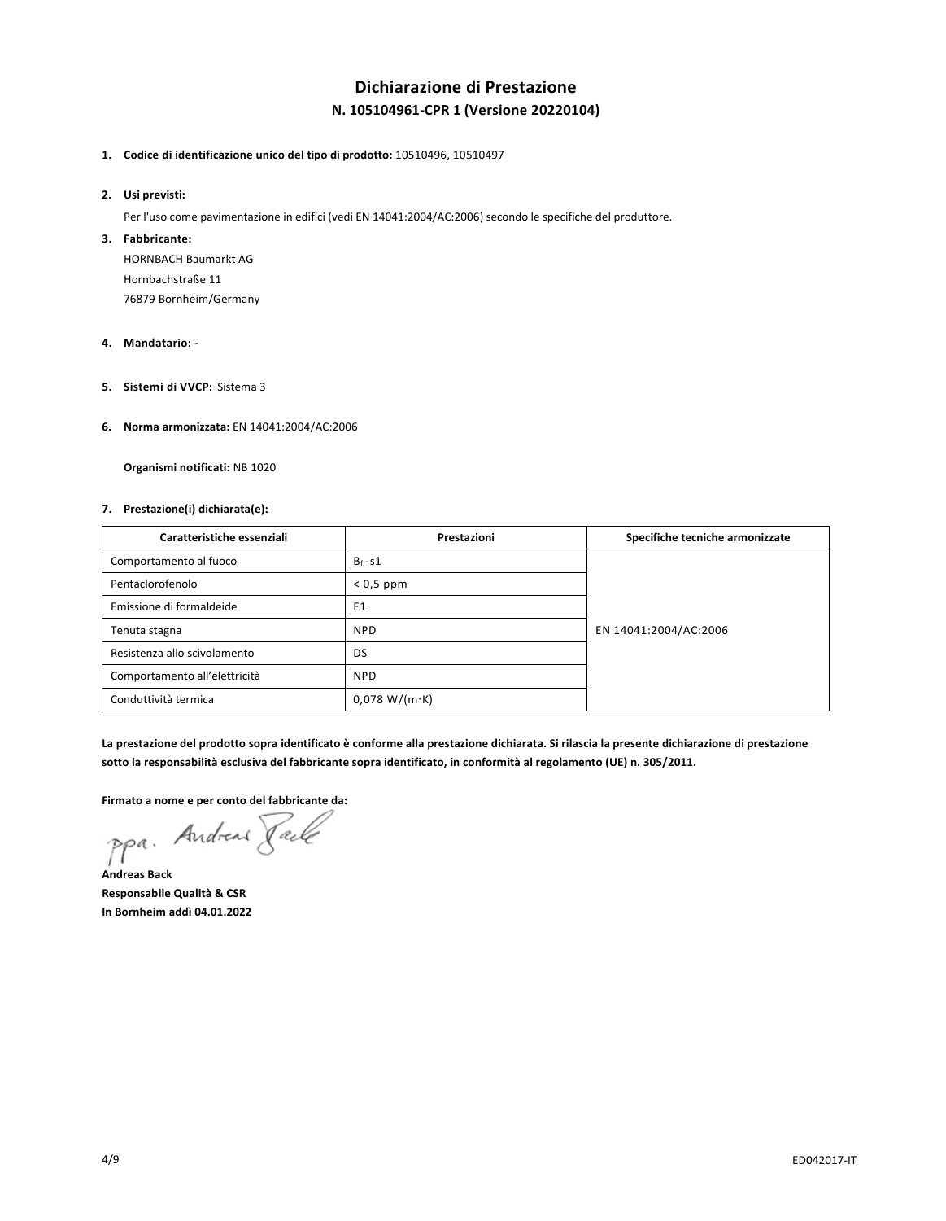# Dichiarazione di Prestazione

## N. 105104961-CPR 1 (Versione 20220104)

1. **Codice di identificazione unico del tipo di prodotto:** 10510496, 10510497

2. **Usi previsti:**

   Per l'uso come pavimentazione in edifici (vedi EN 14041:2004/AC:2006) secondo le specifiche del produttore.

3. **Fabbricante:**

   HORNBACH Baumarkt AG
   Hornbachstraße 11
   76879 Bornheim/Germany

4. **Mandatario:** -

5. **Sistemi di VVCP:** Sistema 3

6. **Norma armonizzata:** EN 14041:2004/AC:2006

   **Organismi notificati:** NB 1020

7. **Prestazione(i) dichiarata(e):**

| Caratteristiche essenziali | Prestazioni | Specifiche tecniche armonizzate |
|---|---|---|
| Comportamento al fuoco | $B_{fl}$-s1 | EN 14041:2004/AC:2006 |
| Pentaclorofenolo | < 0,5 ppm | |
| Emissione di formaldeide | E1 | |
| Tenuta stagna | NPD | |
| Resistenza allo scivolamento | DS | |
| Comportamento all'elettricità | NPD | |
| Conduttività termica | 0,078 W/(m·K) | |

**La prestazione del prodotto sopra identificato è conforme alla prestazione dichiarata. Si rilascia la presente dichiarazione di prestazione sotto la responsabilità esclusiva del fabbricante sopra identificato, in conformità al regolamento (UE) n. 305/2011.**

**Firmato a nome e per conto del fabbricante da:**

ppa. Andreas Back

**Andreas Back**
**Responsabile Qualità & CSR**
**In Bornheim addì 04.01.2022**

ED042017-IT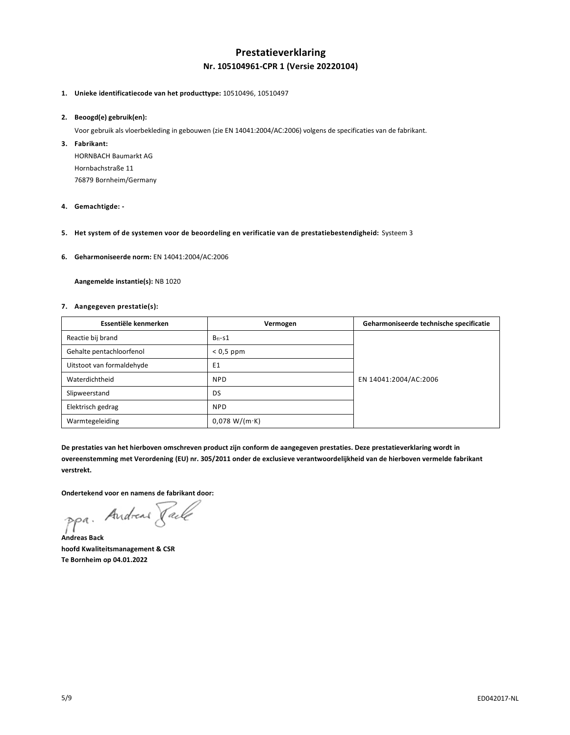# Prestatieverklaring

## Nr. 105104961-CPR 1 (Versie 20220104)

1. **Unieke identificatiecode van het producttype:** 10510496, 10510497

2. **Beoogd(e) gebruik(en):**

   Voor gebruik als vloerbekleding in gebouwen (zie EN 14041:2004/AC:2006) volgens de specificaties van de fabrikant.

3. **Fabrikant:**

   HORNBACH Baumarkt AG
   Hornbachstraße 11
   76879 Bornheim/Germany

4. **Gemachtigde: -**

5. **Het system of de systemen voor de beoordeling en verificatie van de prestatiebestendigheid:** Systeem 3

6. **Geharmoniseerde norm:** EN 14041:2004/AC:2006

   **Aangemelde instantie(s):** NB 1020

7. **Aangegeven prestatie(s):**

| Essentiële kenmerken | Vermogen | Geharmoniseerde technische specificatie |
|---|---|---|
| Reactie bij brand | $B_{fl}$-s1 | EN 14041:2004/AC:2006 |
| Gehalte pentachloorfenol | < 0,5 ppm | |
| Uitstoot van formaldehyde | E1 | |
| Waterdichtheid | NPD | |
| Slipweerstand | DS | |
| Elektrisch gedrag | NPD | |
| Warmtegeleiding | 0,078 W/(m·K) | |

**De prestaties van het hierboven omschreven product zijn conform de aangegeven prestaties. Deze prestatieverklaring wordt in overeenstemming met Verordening (EU) nr. 305/2011 onder de exclusieve verantwoordelijkheid van de hierboven vermelde fabrikant verstrekt.**

**Ondertekend voor en namens de fabrikant door:**

ppa. Andreas Back

**Andreas Back**
**hoofd Kwaliteitsmanagement & CSR**
**Te Bornheim op 04.01.2022**

ED042017-NL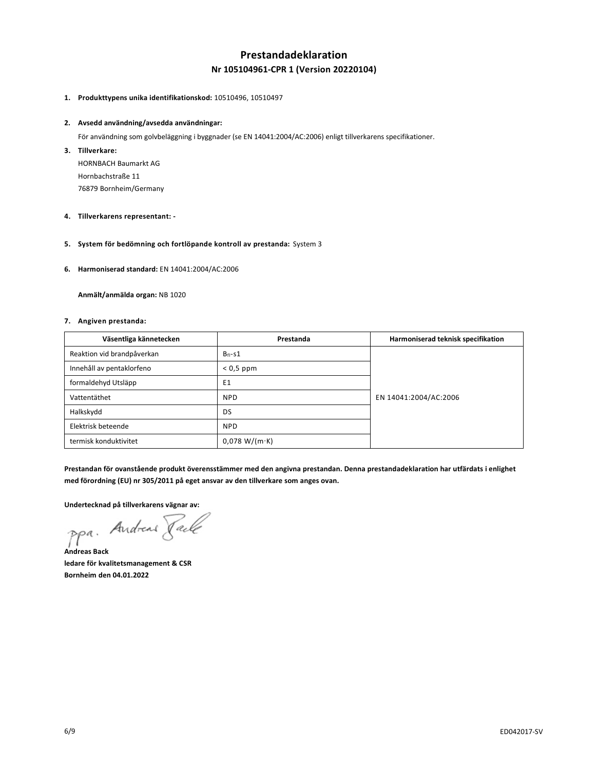# Prestandadeklaration

## Nr 105104961-CPR 1 (Version 20220104)

1. **Produkttypens unika identifikationskod:** 10510496, 10510497

2. **Avsedd användning/avsedda användningar:**

   För användning som golvbeläggning i byggnader (se EN 14041:2004/AC:2006) enligt tillverkarens specifikationer.

3. **Tillverkare:**

   HORNBACH Baumarkt AG
   Hornbachstraße 11
   76879 Bornheim/Germany

4. **Tillverkarens representant: -**

5. **System för bedömning och fortlöpande kontroll av prestanda:** System 3

6. **Harmoniserad standard:** EN 14041:2004/AC:2006

   **Anmält/anmälda organ:** NB 1020

7. **Angiven prestanda:**

| Väsentliga kännetecken | Prestanda | Harmoniserad teknisk specifikation |
|---|---|---|
| Reaktion vid brandpåverkan | $B_{fl}$-s1 | EN 14041:2004/AC:2006 |
| Innehåll av pentaklorfeno | < 0,5 ppm | |
| formaldehyd Utsläpp | E1 | |
| Vattentäthet | NPD | |
| Halkskydd | DS | |
| Elektrisk beteende | NPD | |
| termisk konduktivitet | 0,078 W/(m·K) | |

**Prestandan för ovanstående produkt överensstämmer med den angivna prestandan. Denna prestandadeklaration har utfärdats i enlighet med förordning (EU) nr 305/2011 på eget ansvar av den tillverkare som anges ovan.**

**Undertecknad på tillverkarens vägnar av:**

ppa. Andreas Back

**Andreas Back**
**ledare för kvalitetsmanagement & CSR**
**Bornheim den 04.01.2022**

ED042017-SV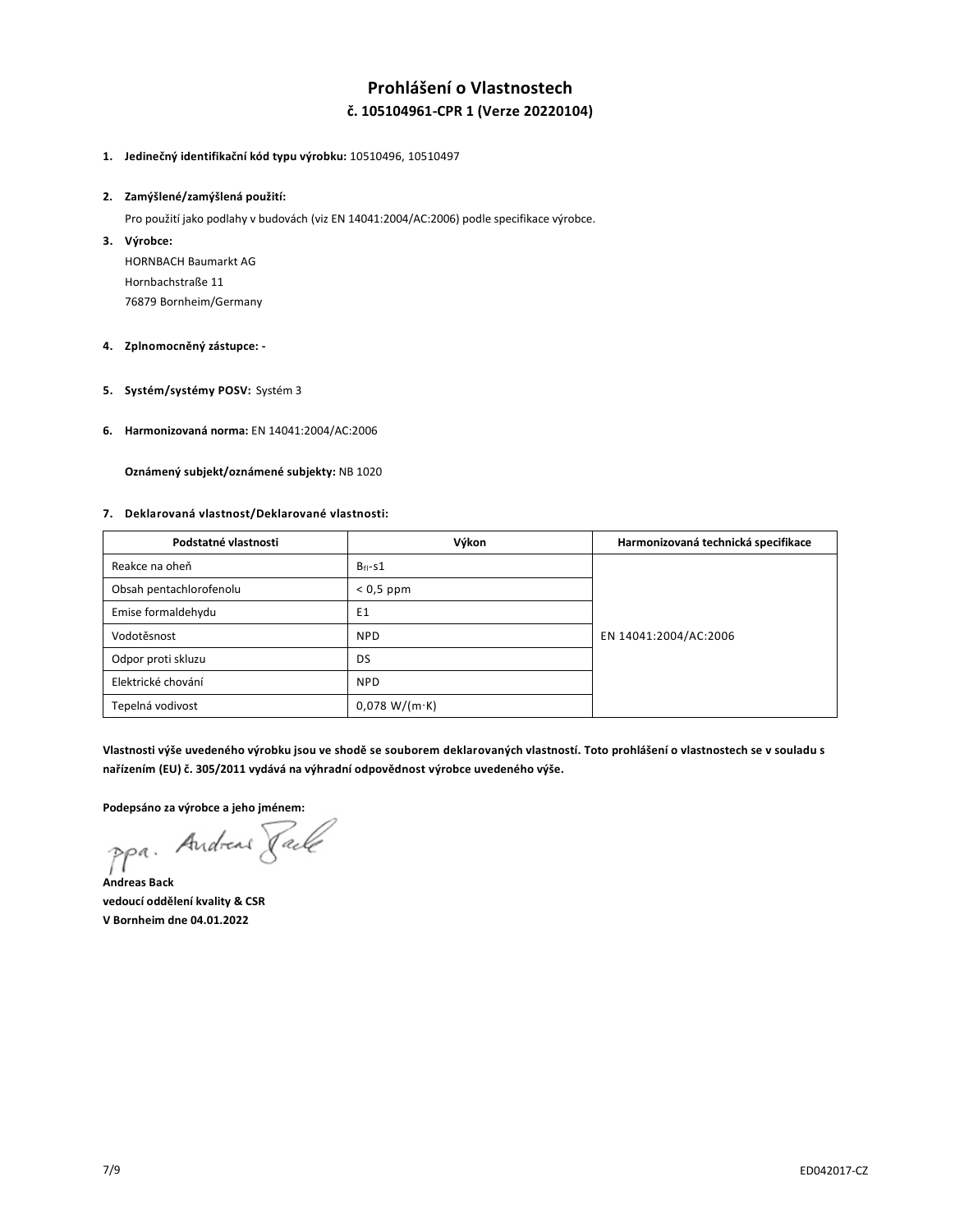# Prohlášení o Vlastnostech

## č. 105104961-CPR 1 (Verze 20220104)

1. **Jedinečný identifikační kód typu výrobku:** 10510496, 10510497

2. **Zamýšlené/zamýšlená použití:**

   Pro použití jako podlahy v budovách (viz EN 14041:2004/AC:2006) podle specifikace výrobce.

3. **Výrobce:**

   HORNBACH Baumarkt AG
   Hornbachstraße 11
   76879 Bornheim/Germany

4. **Zplnomocněný zástupce: -**

5. **Systém/systémy POSV:** Systém 3

6. **Harmonizovaná norma:** EN 14041:2004/AC:2006

   **Oznámený subjekt/oznámené subjekty:** NB 1020

7. **Deklarovaná vlastnost/Deklarované vlastnosti:**

| Podstatné vlastnosti | Výkon | Harmonizovaná technická specifikace |
|---|---|---|
| Reakce na oheň | $B_{fl}$-s1 | EN 14041:2004/AC:2006 |
| Obsah pentachlorofenolu | < 0,5 ppm | |
| Emise formaldehydu | E1 | |
| Vodotěsnost | NPD | |
| Odpor proti skluzu | DS | |
| Elektrické chování | NPD | |
| Tepelná vodivost | 0,078 W/(m·K) | |

**Vlastnosti výše uvedeného výrobku jsou ve shodě se souborem deklarovaných vlastností. Toto prohlášení o vlastnostech se v souladu s nařízením (EU) č. 305/2011 vydává na výhradní odpovědnost výrobce uvedeného výše.**

**Podepsáno za výrobce a jeho jménem:**

ppa. Andreas Back

**Andreas Back**
**vedoucí oddělení kvality & CSR**
**V Bornheim dne 04.01.2022**

ED042017-CZ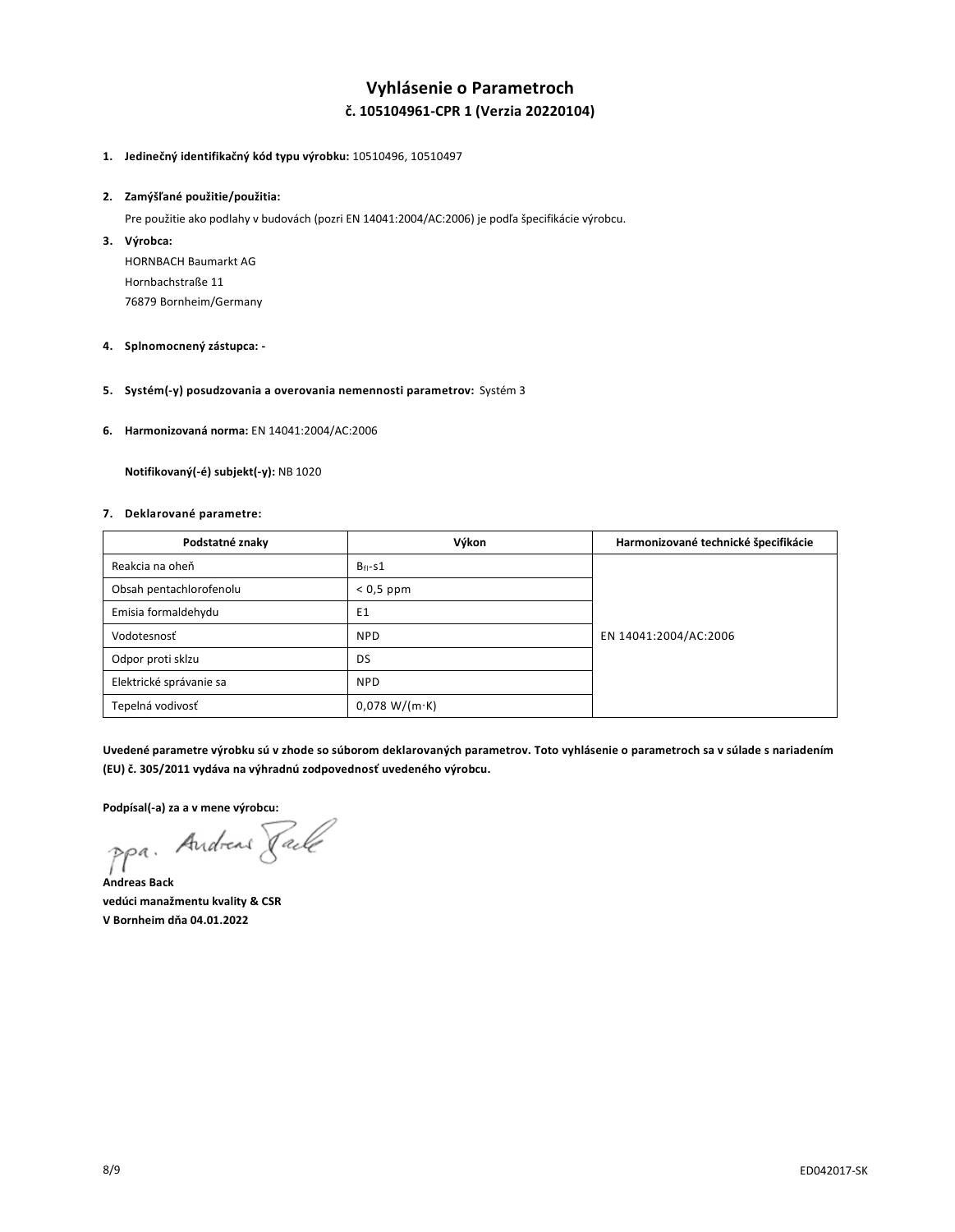# Vyhlásenie o Parametroch

## č. 105104961-CPR 1 (Verzia 20220104)

1. **Jedinečný identifikačný kód typu výrobku:** 10510496, 10510497

2. **Zamýšľané použitie/použitia:**

   Pre použitie ako podlahy v budovách (pozri EN 14041:2004/AC:2006) je podľa špecifikácie výrobcu.

3. **Výrobca:**

   HORNBACH Baumarkt AG
   Hornbachstraße 11
   76879 Bornheim/Germany

4. **Splnomocnený zástupca: -**

5. **Systém(-y) posudzovania a overovania nemennosti parametrov:** Systém 3

6. **Harmonizovaná norma:** EN 14041:2004/AC:2006

   **Notifikovaný(-é) subjekt(-y):** NB 1020

7. **Deklarované parametre:**

| Podstatné znaky | Výkon | Harmonizované technické špecifikácie |
|---|---|---|
| Reakcia na oheň | $B_{fl}$-s1 | EN 14041:2004/AC:2006 |
| Obsah pentachlorofenolu | < 0,5 ppm | |
| Emisia formaldehydu | E1 | |
| Vodotesnosť | NPD | |
| Odpor proti sklzu | DS | |
| Elektrické správanie sa | NPD | |
| Tepelná vodivosť | 0,078 W/(m·K) | |

**Uvedené parametre výrobku sú v zhode so súborom deklarovaných parametrov. Toto vyhlásenie o parametroch sa v súlade s nariadením (EU) č. 305/2011 vydáva na výhradnú zodpovednosť uvedeného výrobcu.**

**Podpísal(-a) za a v mene výrobcu:**

ppa. Andreas Back

**Andreas Back**
**vedúci manažmentu kvality & CSR**
**V Bornheim dňa 04.01.2022**

ED042017-SK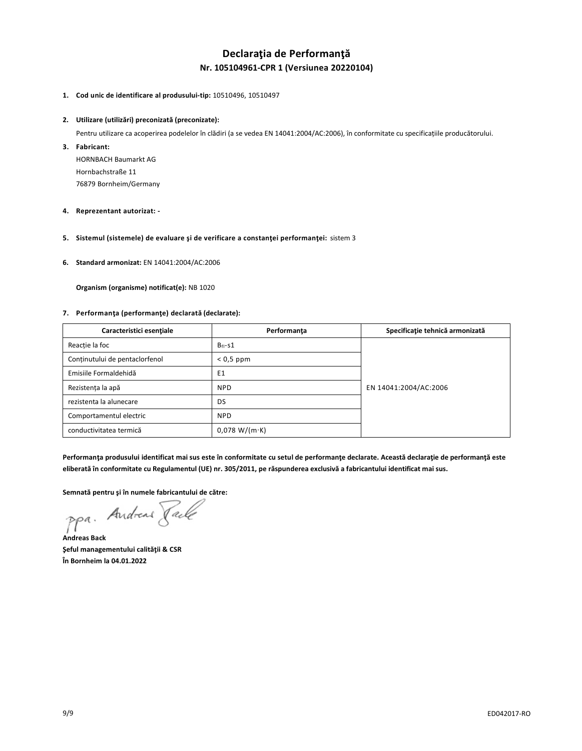# Declaraţia de Performanţă

## Nr. 105104961-CPR 1 (Versiunea 20220104)

1. **Cod unic de identificare al produsului-tip:** 10510496, 10510497

2. **Utilizare (utilizări) preconizată (preconizate):**

   Pentru utilizare ca acoperirea podelelor în clădiri (a se vedea EN 14041:2004/AC:2006), în conformitate cu specificațiile producătorului.

3. **Fabricant:**

   HORNBACH Baumarkt AG
   Hornbachstraße 11
   76879 Bornheim/Germany

4. **Reprezentant autorizat: -**

5. **Sistemul (sistemele) de evaluare şi de verificare a constanţei performanţei:** sistem 3

6. **Standard armonizat:** EN 14041:2004/AC:2006

   **Organism (organisme) notificat(e):** NB 1020

7. **Performanţa (performanţe) declarată (declarate):**

| Caracteristici esenţiale | Performanţa | Specificaţie tehnică armonizată |
|---|---|---|
| Reacție la foc | $B_{fl}$-s1 | EN 14041:2004/AC:2006 |
| Conținutului de pentaclorfenol | < 0,5 ppm | |
| Emisiile Formaldehidă | E1 | |
| Rezistența la apă | NPD | |
| rezistenta la alunecare | DS | |
| Comportamentul electric | NPD | |
| conductivitatea termică | 0,078 W/(m·K) | |

**Performanţa produsului identificat mai sus este în conformitate cu setul de performanţe declarate. Această declaraţie de performanţă este eliberată în conformitate cu Regulamentul (UE) nr. 305/2011, pe răspunderea exclusivă a fabricantului identificat mai sus.**

**Semnată pentru şi în numele fabricantului de către:**

ppa. Andreas Back

**Andreas Back**
**Şeful managementului calităţii & CSR**
**În Bornheim la 04.01.2022**

ED042017-RO